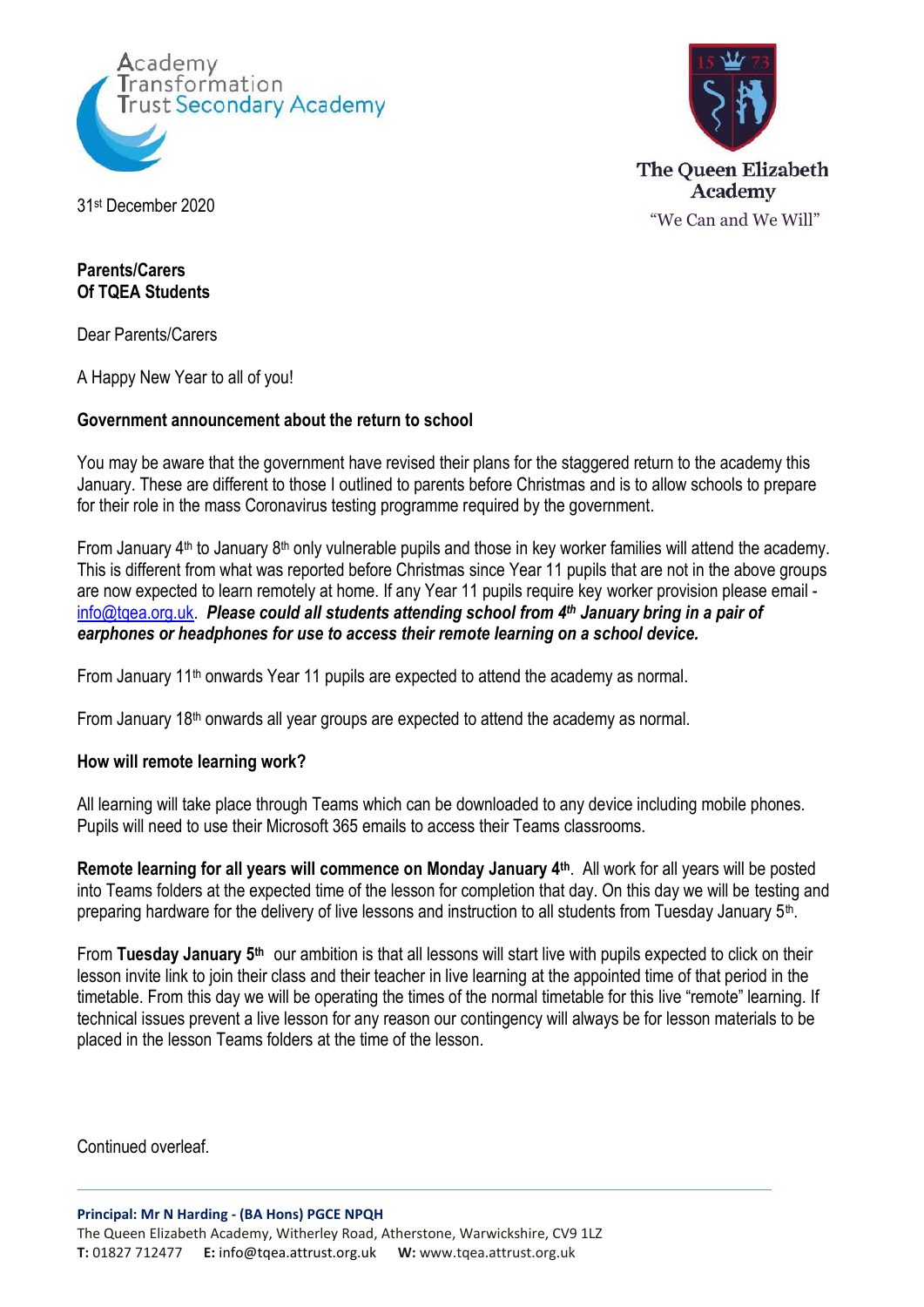Academy Transformation Trust Secondary Academy

The Queen Elizabeth Academy
"We Can and We Will"

31st December 2020

**Parents/Carers**
**Of TQEA Students**

Dear Parents/Carers

A Happy New Year to all of you!

**Government announcement about the return to school**

You may be aware that the government have revised their plans for the staggered return to the academy this January. These are different to those I outlined to parents before Christmas and is to allow schools to prepare for their role in the mass Coronavirus testing programme required by the government.

From January 4th to January 8th only vulnerable pupils and those in key worker families will attend the academy. This is different from what was reported before Christmas since Year 11 pupils that are not in the above groups are now expected to learn remotely at home. If any Year 11 pupils require key worker provision please email - info@tqea.org.uk. ***Please could all students attending school from 4th January bring in a pair of earphones or headphones for use to access their remote learning on a school device.***

From January 11th onwards Year 11 pupils are expected to attend the academy as normal.

From January 18th onwards all year groups are expected to attend the academy as normal.

**How will remote learning work?**

All learning will take place through Teams which can be downloaded to any device including mobile phones. Pupils will need to use their Microsoft 365 emails to access their Teams classrooms.

**Remote learning for all years will commence on Monday January 4th**. All work for all years will be posted into Teams folders at the expected time of the lesson for completion that day. On this day we will be testing and preparing hardware for the delivery of live lessons and instruction to all students from Tuesday January 5th.

From **Tuesday January 5th** our ambition is that all lessons will start live with pupils expected to click on their lesson invite link to join their class and their teacher in live learning at the appointed time of that period in the timetable. From this day we will be operating the times of the normal timetable for this live "remote" learning. If technical issues prevent a live lesson for any reason our contingency will always be for lesson materials to be placed in the lesson Teams folders at the time of the lesson.

Continued overleaf.

**Principal: Mr N Harding - (BA Hons) PGCE NPQH**
The Queen Elizabeth Academy, Witherley Road, Atherstone, Warwickshire, CV9 1LZ
**T:** 01827 712477 **E:** info@tqea.attrust.org.uk **W:** www.tqea.attrust.org.uk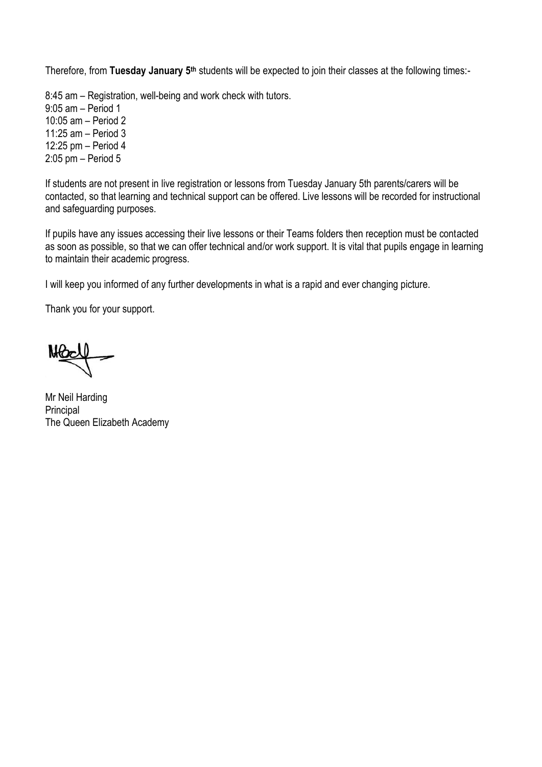Therefore, from **Tuesday January 5th** students will be expected to join their classes at the following times:-

8:45 am – Registration, well-being and work check with tutors.
9:05 am – Period 1
10:05 am – Period 2
11:25 am – Period 3
12:25 pm – Period 4
2:05 pm – Period 5

If students are not present in live registration or lessons from Tuesday January 5th parents/carers will be contacted, so that learning and technical support can be offered. Live lessons will be recorded for instructional and safeguarding purposes.

If pupils have any issues accessing their live lessons or their Teams folders then reception must be contacted as soon as possible, so that we can offer technical and/or work support. It is vital that pupils engage in learning to maintain their academic progress.

I will keep you informed of any further developments in what is a rapid and ever changing picture.

Thank you for your support.

Mr Neil Harding
Principal
The Queen Elizabeth Academy